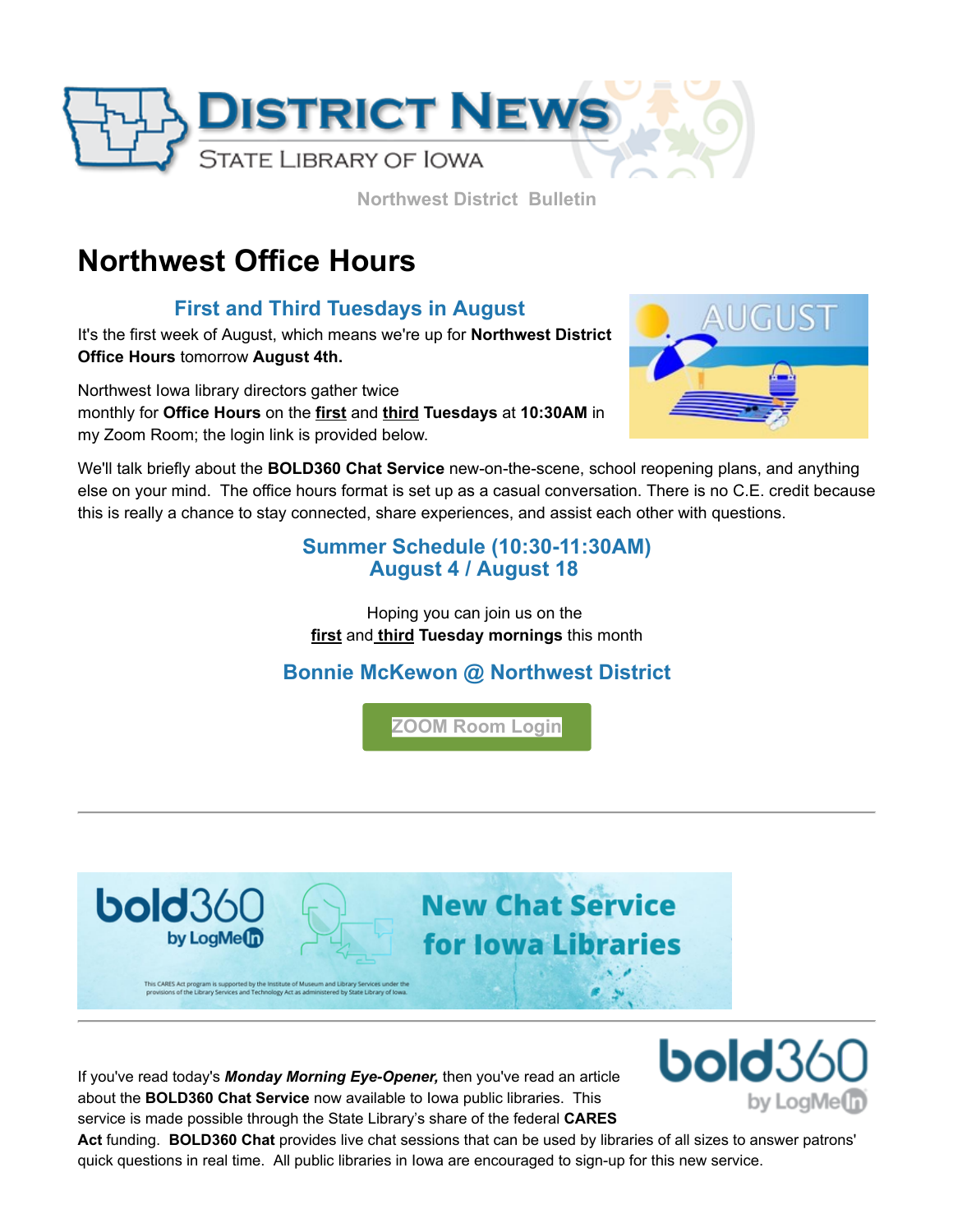Northwest District Bulletin

# Northwest Office Hours

### First and Third Tuesdays in August

It's the first week of August, which means we're up for **Northwest District Office Hours** tomorrow **August 4th.**

Northwest Iowa library directors gather twice monthly for **Office Hours** on the **first** and **third** **Tuesdays** at **10:30AM** in my Zoom Room; the login link is provided below.

We'll talk briefly about the **BOLD360 Chat Service** new-on-the-scene, school reopening plans, and anything else on your mind. The office hours format is set up as a casual conversation. There is no C.E. credit because this is really a chance to stay connected, share experiences, and assist each other with questions.

### Summer Schedule (10:30-11:30AM)
### August 4 / August 18

Hoping you can join us on the **first** and **third** **Tuesday mornings** this month

### Bonnie McKewon @ Northwest District

ZOOM Room Login

---

---

If you've read today's ***Monday Morning Eye-Opener,*** then you've read an article about the **BOLD360 Chat Service** now available to Iowa public libraries. This service is made possible through the State Library's share of the federal **CARES Act** funding. **BOLD360 Chat** provides live chat sessions that can be used by libraries of all sizes to answer patrons' quick questions in real time. All public libraries in Iowa are encouraged to sign-up for this new service.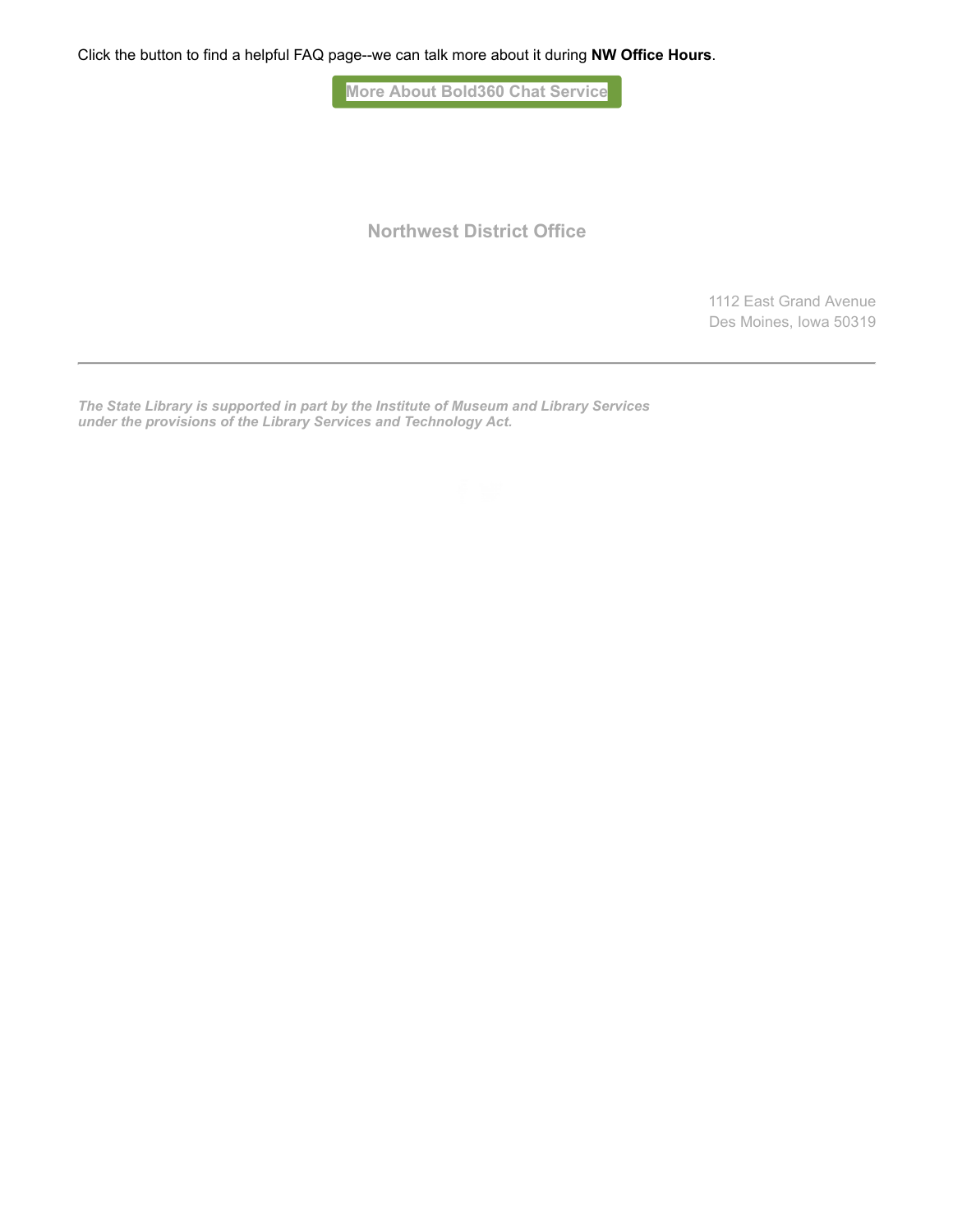Click the button to find a helpful FAQ page--we can talk more about it during **NW Office Hours**.

**More About Bold360 Chat Service**

## Northwest District Office

1112 East Grand Avenue
Des Moines, Iowa 50319

---

***The State Library is supported in part by the Institute of Museum and Library Services under the provisions of the Library Services and Technology Act.***